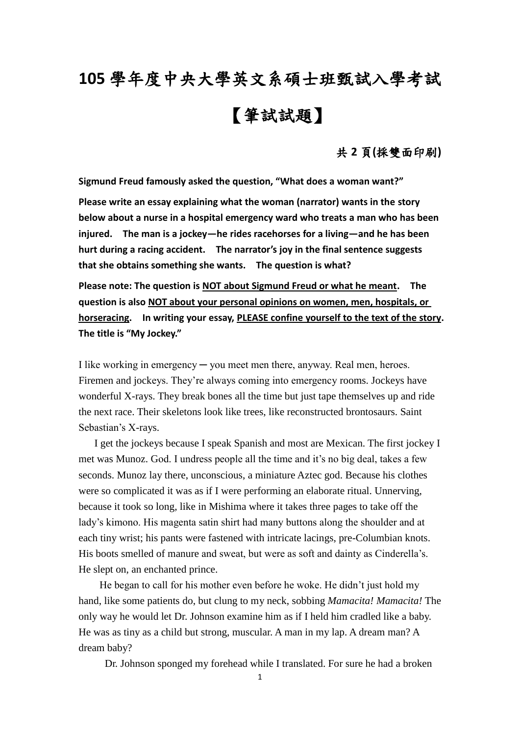# 105 學年度中央大學英文系碩士班甄試入學考試

# 【筆試試題】

**共 2 頁(採雙面印刷)**

**Sigmund Freud famously asked the question, "What does a woman want?"**

**Please write an essay explaining what the woman (narrator) wants in the story below about a nurse in a hospital emergency ward who treats a man who has been injured. The man is a jockey—he rides racehorses for a living—and he has been hurt during a racing accident. The narrator's joy in the final sentence suggests that she obtains something she wants. The question is what?**

**Please note: The question is <u>NOT about Sigmund Freud or what he meant</u>. The question is also <u>NOT about your personal opinions on women, men, hospitals, or horseracing</u>. In writing your essay, <u>PLEASE confine yourself to the text of the story</u>. The title is "My Jockey."**

I like working in emergency ─ you meet men there, anyway. Real men, heroes. Firemen and jockeys. They're always coming into emergency rooms. Jockeys have wonderful X-rays. They break bones all the time but just tape themselves up and ride the next race. Their skeletons look like trees, like reconstructed brontosaurs. Saint Sebastian's X-rays.

I get the jockeys because I speak Spanish and most are Mexican. The first jockey I met was Munoz. God. I undress people all the time and it's no big deal, takes a few seconds. Munoz lay there, unconscious, a miniature Aztec god. Because his clothes were so complicated it was as if I were performing an elaborate ritual. Unnerving, because it took so long, like in Mishima where it takes three pages to take off the lady's kimono. His magenta satin shirt had many buttons along the shoulder and at each tiny wrist; his pants were fastened with intricate lacings, pre-Columbian knots. His boots smelled of manure and sweat, but were as soft and dainty as Cinderella's. He slept on, an enchanted prince.

He began to call for his mother even before he woke. He didn't just hold my hand, like some patients do, but clung to my neck, sobbing *Mamacita! Mamacita!* The only way he would let Dr. Johnson examine him as if I held him cradled like a baby. He was as tiny as a child but strong, muscular. A man in my lap. A dream man? A dream baby?

Dr. Johnson sponged my forehead while I translated. For sure he had a broken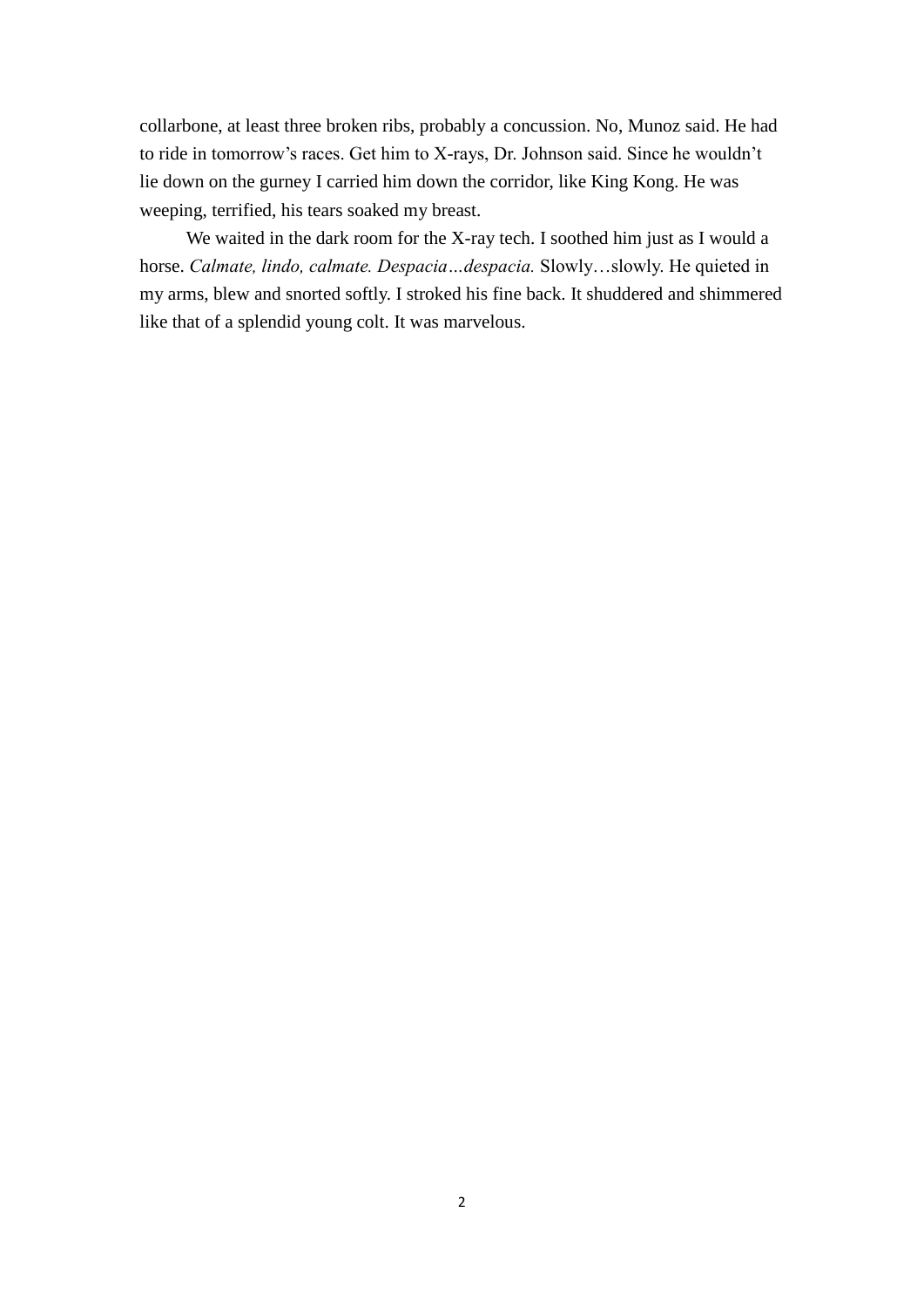collarbone, at least three broken ribs, probably a concussion. No, Munoz said. He had to ride in tomorrow's races. Get him to X-rays, Dr. Johnson said. Since he wouldn't lie down on the gurney I carried him down the corridor, like King Kong. He was weeping, terrified, his tears soaked my breast.

We waited in the dark room for the X-ray tech. I soothed him just as I would a horse. *Calmate, lindo, calmate. Despacia…despacia.* Slowly…slowly. He quieted in my arms, blew and snorted softly. I stroked his fine back. It shuddered and shimmered like that of a splendid young colt. It was marvelous.